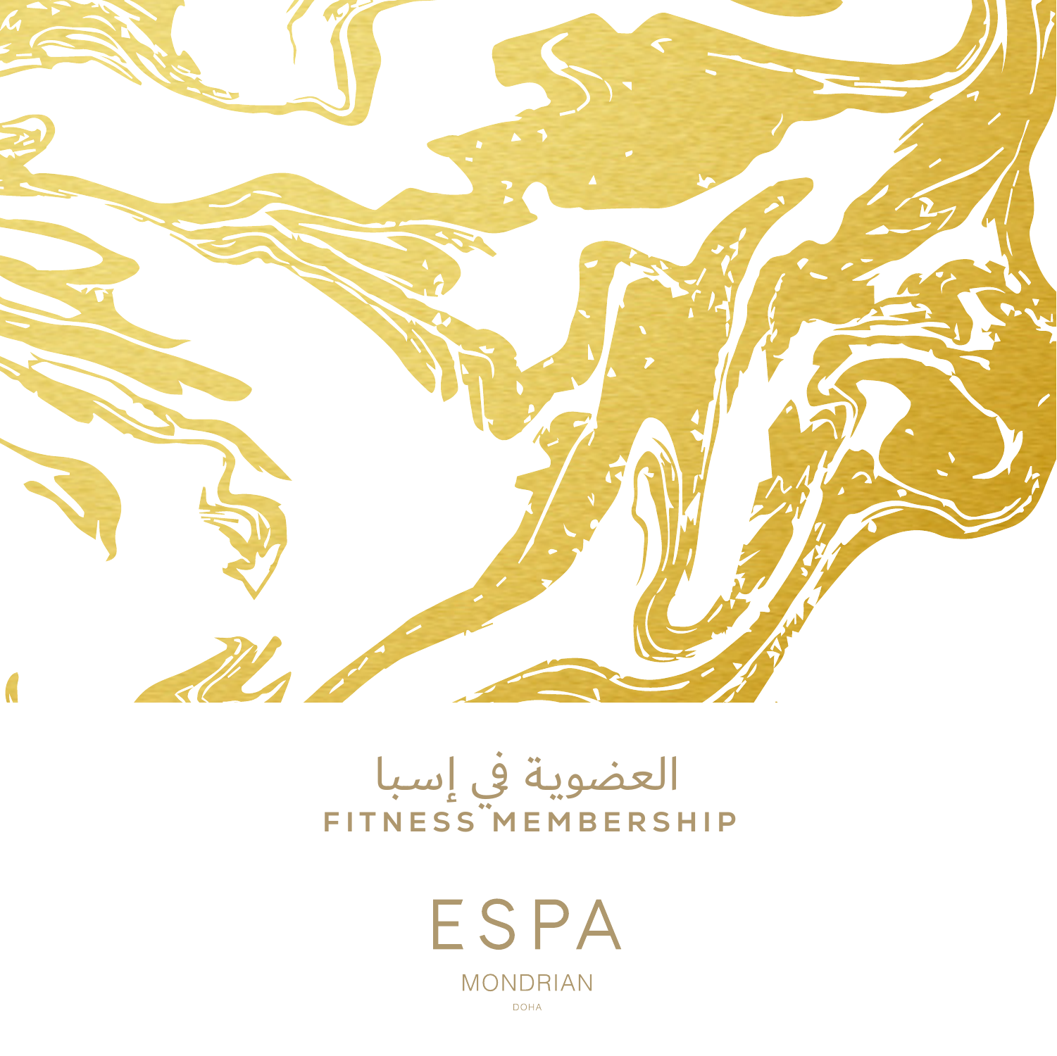# العضوية في إسبا

# FITNESS MEMBERSHIP

ESPA

MONDRIAN

DOHA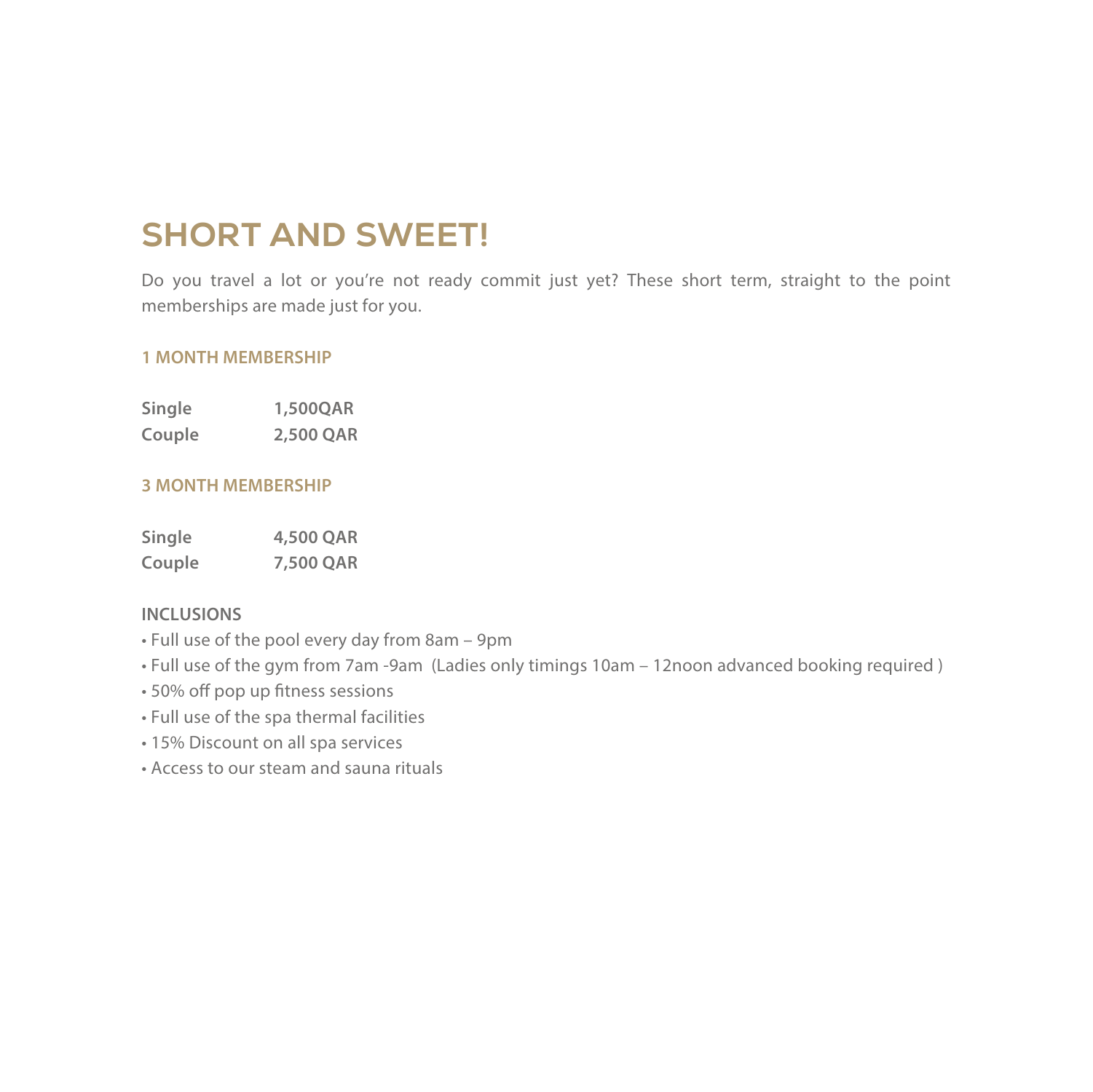# SHORT AND SWEET!

Do you travel a lot or you're not ready commit just yet? These short term, straight to the point memberships are made just for you.

### 1 MONTH MEMBERSHIP

| | |
|---|---|
| **Single** | **1,500QAR** |
| **Couple** | **2,500 QAR** |

### 3 MONTH MEMBERSHIP

| | |
|---|---|
| **Single** | **4,500 QAR** |
| **Couple** | **7,500 QAR** |

**INCLUSIONS**

- Full use of the pool every day from 8am – 9pm
- Full use of the gym from 7am -9am  (Ladies only timings 10am – 12noon advanced booking required )
- 50% off pop up fitness sessions
- Full use of the spa thermal facilities
- 15% Discount on all spa services
- Access to our steam and sauna rituals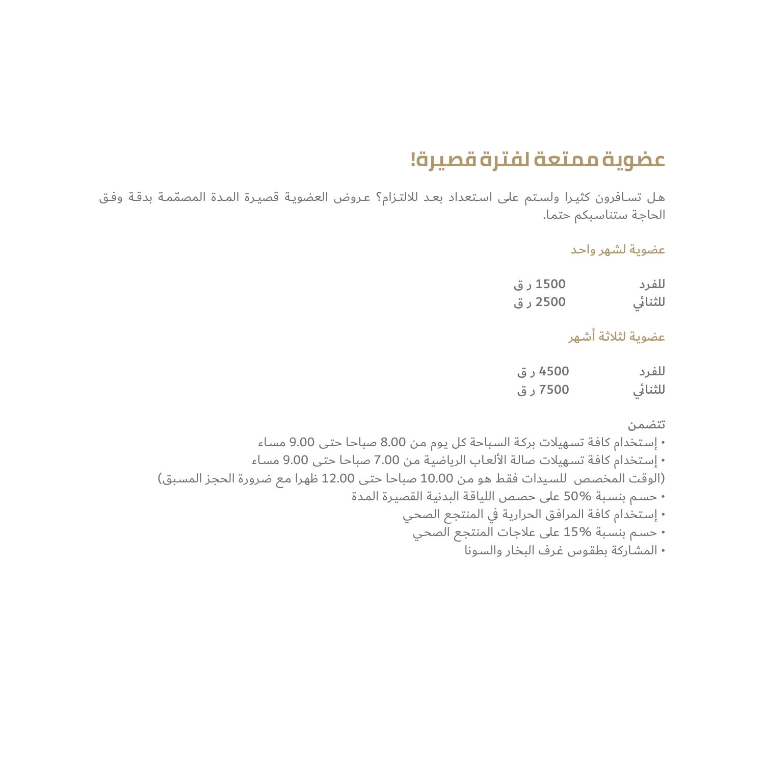# عضوية ممتعة لفترة قصيرة!

هل تسافرون كثيرا ولستم على استعداد بعد للالتزام؟ عروض العضوية قصيرة المدة المصمّمة بدقة وفق الحاجة ستناسبكم حتما.

### عضوية لشهر واحد

| | |
|---|---|
| للفرد | 1500 ر ق |
| للثنائي | 2500 ر ق |

### عضوية لثلاثة أشهر

| | |
|---|---|
| للفرد | 4500 ر ق |
| للثنائي | 7500 ر ق |

**تتضمن**

- إستخدام كافة تسهيلات بركة السباحة كل يوم من 8.00 صباحا حتى 9.00 مساء
- إستخدام كافة تسهيلات صالة الألعاب الرياضية من 7.00 صباحا حتى 9.00 مساء
(الوقت المخصص للسيدات فقط هو من 10.00 صباحا حتى 12.00 ظهرا مع ضرورة الحجز المسبق)
- حسم بنسبة 50% على حصص اللياقة البدنية القصيرة المدة
- إستخدام كافة المرافق الحرارية في المنتجع الصحي
- حسم بنسبة 15% على علاجات المنتجع الصحي
- المشاركة بطقوس غرف البخار والسونا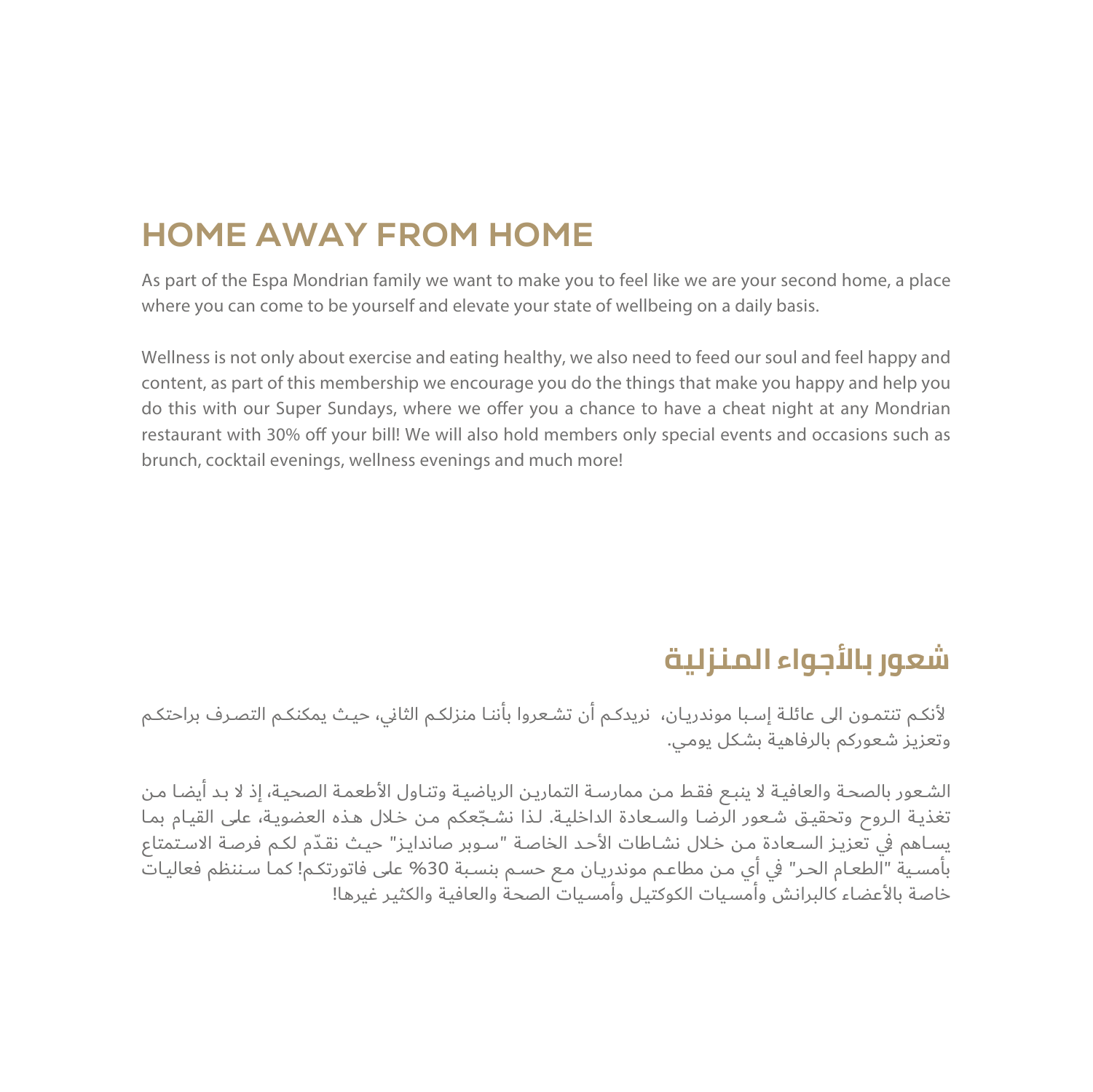# HOME AWAY FROM HOME

As part of the Espa Mondrian family we want to make you to feel like we are your second home, a place where you can come to be yourself and elevate your state of wellbeing on a daily basis.

Wellness is not only about exercise and eating healthy, we also need to feed our soul and feel happy and content, as part of this membership we encourage you do the things that make you happy and help you do this with our Super Sundays, where we offer you a chance to have a cheat night at any Mondrian restaurant with 30% off your bill! We will also hold members only special events and occasions such as brunch, cocktail evenings, wellness evenings and much more!

# شعور بالأجواء المنزلية

لأنكم تنتمون الى عائلة إسبا موندريان، نريدكم أن تشعروا بأننا منزلكم الثاني، حيث يمكنكم التصرف براحتكم وتعزيز شعوركم بالرفاهية بشكل يومي.

الشعور بالصحة والعافية لا ينبع فقط من ممارسة التمارين الرياضية وتناول الأطعمة الصحية، إذ لا بد أيضا من تغذية الروح وتحقيق شعور الرضا والسعادة الداخلية. لذا نشجّعكم من خلال هذه العضوية، على القيام بما يساهم في تعزيز السعادة من خلال نشاطات الأحد الخاصة "سوبر صاندايز" حيث نقدّم لكم فرصة الاستمتاع بأمسية "الطعام الحر" في أي من مطاعم موندريان مع حسم بنسبة 30% على فاتورتكم! كما سننظم فعاليات خاصة بالأعضاء كالبرانش وأمسيات الكوكتيل وأمسيات الصحة والعافية والكثير غيرها!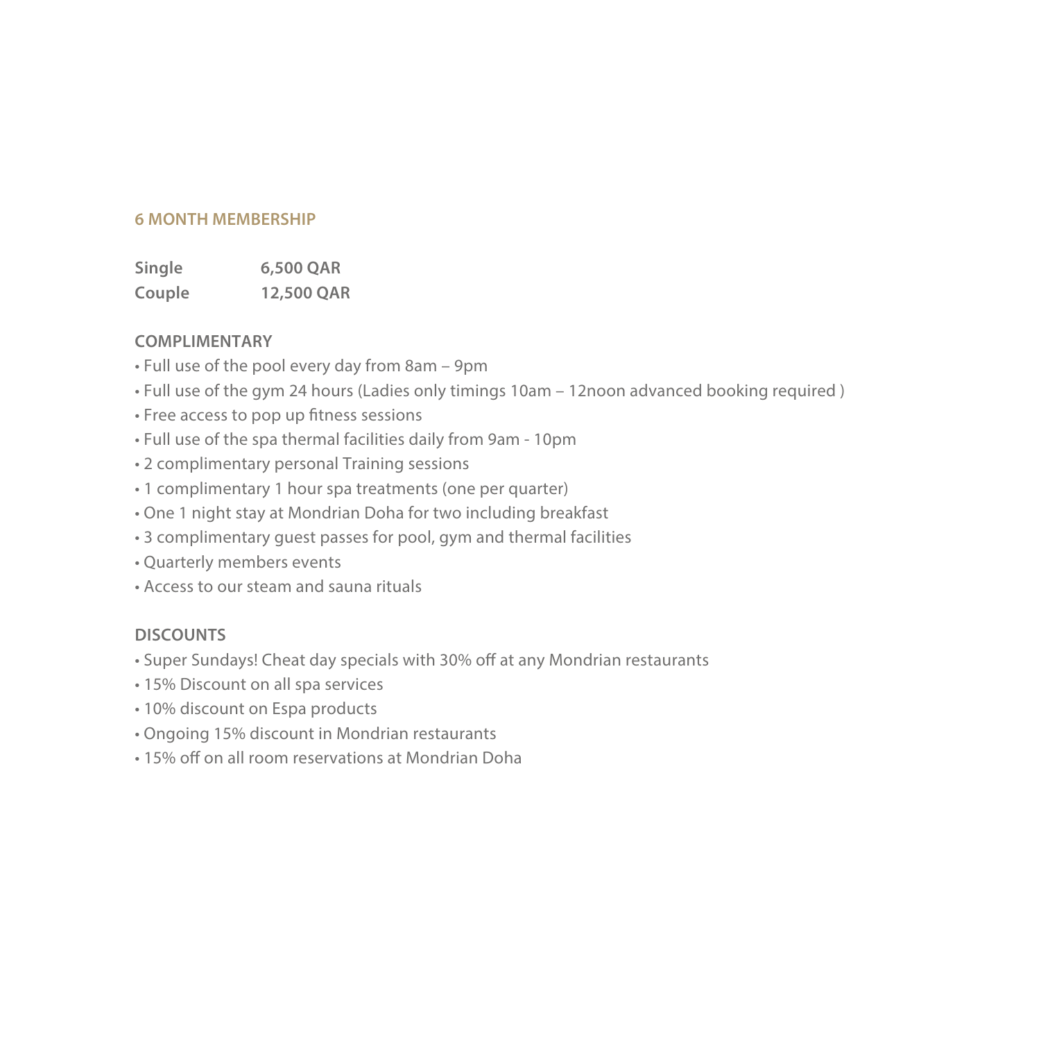## 6 MONTH MEMBERSHIP

| | |
|---|---|
| **Single** | **6,500 QAR** |
| **Couple** | **12,500 QAR** |

### COMPLIMENTARY

- Full use of the pool every day from 8am – 9pm
- Full use of the gym 24 hours (Ladies only timings 10am – 12noon advanced booking required )
- Free access to pop up fitness sessions
- Full use of the spa thermal facilities daily from 9am - 10pm
- 2 complimentary personal Training sessions
- 1 complimentary 1 hour spa treatments (one per quarter)
- One 1 night stay at Mondrian Doha for two including breakfast
- 3 complimentary guest passes for pool, gym and thermal facilities
- Quarterly members events
- Access to our steam and sauna rituals

### DISCOUNTS

- Super Sundays! Cheat day specials with 30% off at any Mondrian restaurants
- 15% Discount on all spa services
- 10% discount on Espa products
- Ongoing 15% discount in Mondrian restaurants
- 15% off on all room reservations at Mondrian Doha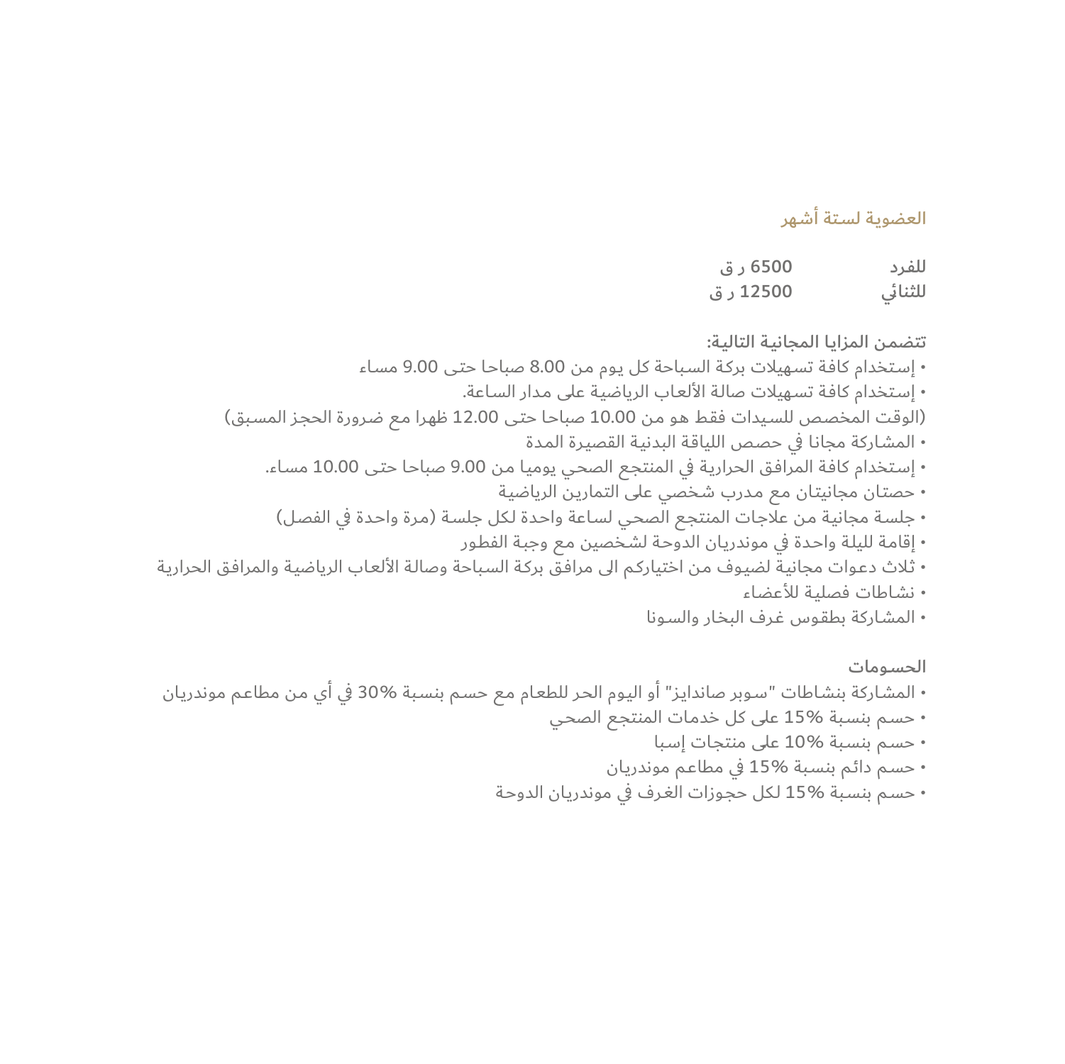## العضوية لستة أشهر

| | |
|---|---|
| للفرد | 6500 ر ق |
| للثنائي | 12500 ر ق |

**تتضمن المزايا المجانية التالية:**

• إستخدام كافة تسهيلات بركة السباحة كل يوم من 8.00 صباحا حتى 9.00 مساء
• إستخدام كافة تسهيلات صالة الألعاب الرياضية على مدار الساعة.
(الوقت المخصص للسيدات فقط هو من 10.00 صباحا حتى 12.00 ظهرا مع ضرورة الحجز المسبق)
• المشاركة مجانا في حصص اللياقة البدنية القصيرة المدة
• إستخدام كافة المرافق الحرارية في المنتجع الصحي يوميا من 9.00 صباحا حتى 10.00 مساء.
• حصتان مجانيتان مع مدرب شخصي على التمارين الرياضية
• جلسة مجانية من علاجات المنتجع الصحي لساعة واحدة لكل جلسة (مرة واحدة في الفصل)
• إقامة لليلة واحدة في موندريان الدوحة لشخصين مع وجبة الفطور
• ثلاث دعوات مجانية لضيوف من اختياركم الى مرافق بركة السباحة وصالة الألعاب الرياضية والمرافق الحرارية
• نشاطات فصلية للأعضاء
• المشاركة بطقوس غرف البخار والسونا

**الحسومات**

• المشاركة بنشاطات "سوبر صاندايز" أو اليوم الحر للطعام مع حسم بنسبة 30% في أي من مطاعم موندريان
• حسم بنسبة 15% على كل خدمات المنتجع الصحي
• حسم بنسبة 10% على منتجات إسبا
• حسم دائم بنسبة 15% في مطاعم موندريان
• حسم بنسبة 15% لكل حجوزات الغرف في موندريان الدوحة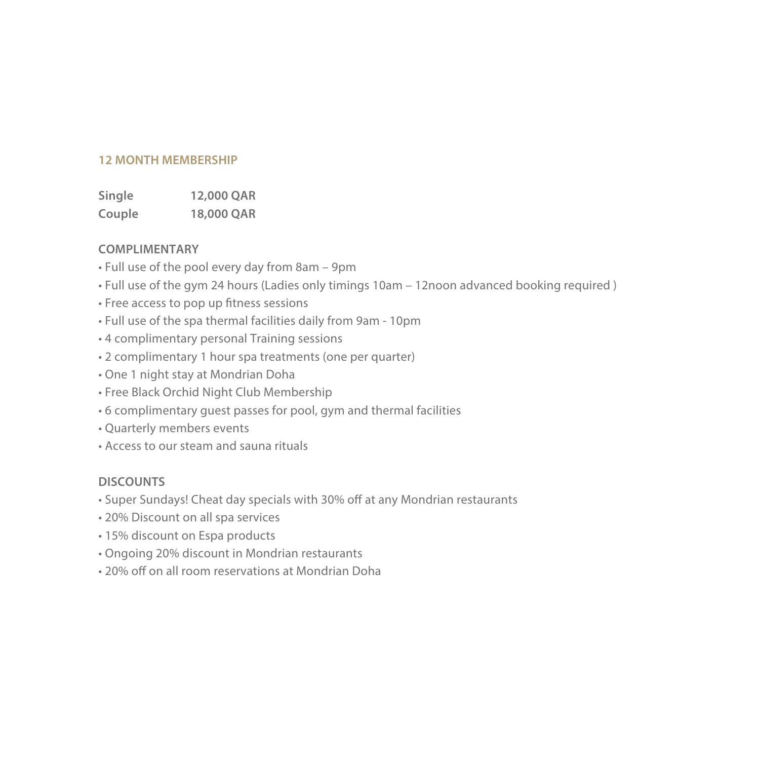## 12 MONTH MEMBERSHIP

| | |
|---|---|
| **Single** | **12,000 QAR** |
| **Couple** | **18,000 QAR** |

### COMPLIMENTARY

- Full use of the pool every day from 8am – 9pm
- Full use of the gym 24 hours (Ladies only timings 10am – 12noon advanced booking required )
- Free access to pop up fitness sessions
- Full use of the spa thermal facilities daily from 9am - 10pm
- 4 complimentary personal Training sessions
- 2 complimentary 1 hour spa treatments (one per quarter)
- One 1 night stay at Mondrian Doha
- Free Black Orchid Night Club Membership
- 6 complimentary guest passes for pool, gym and thermal facilities
- Quarterly members events
- Access to our steam and sauna rituals

### DISCOUNTS

- Super Sundays! Cheat day specials with 30% off at any Mondrian restaurants
- 20% Discount on all spa services
- 15% discount on Espa products
- Ongoing 20% discount in Mondrian restaurants
- 20% off on all room reservations at Mondrian Doha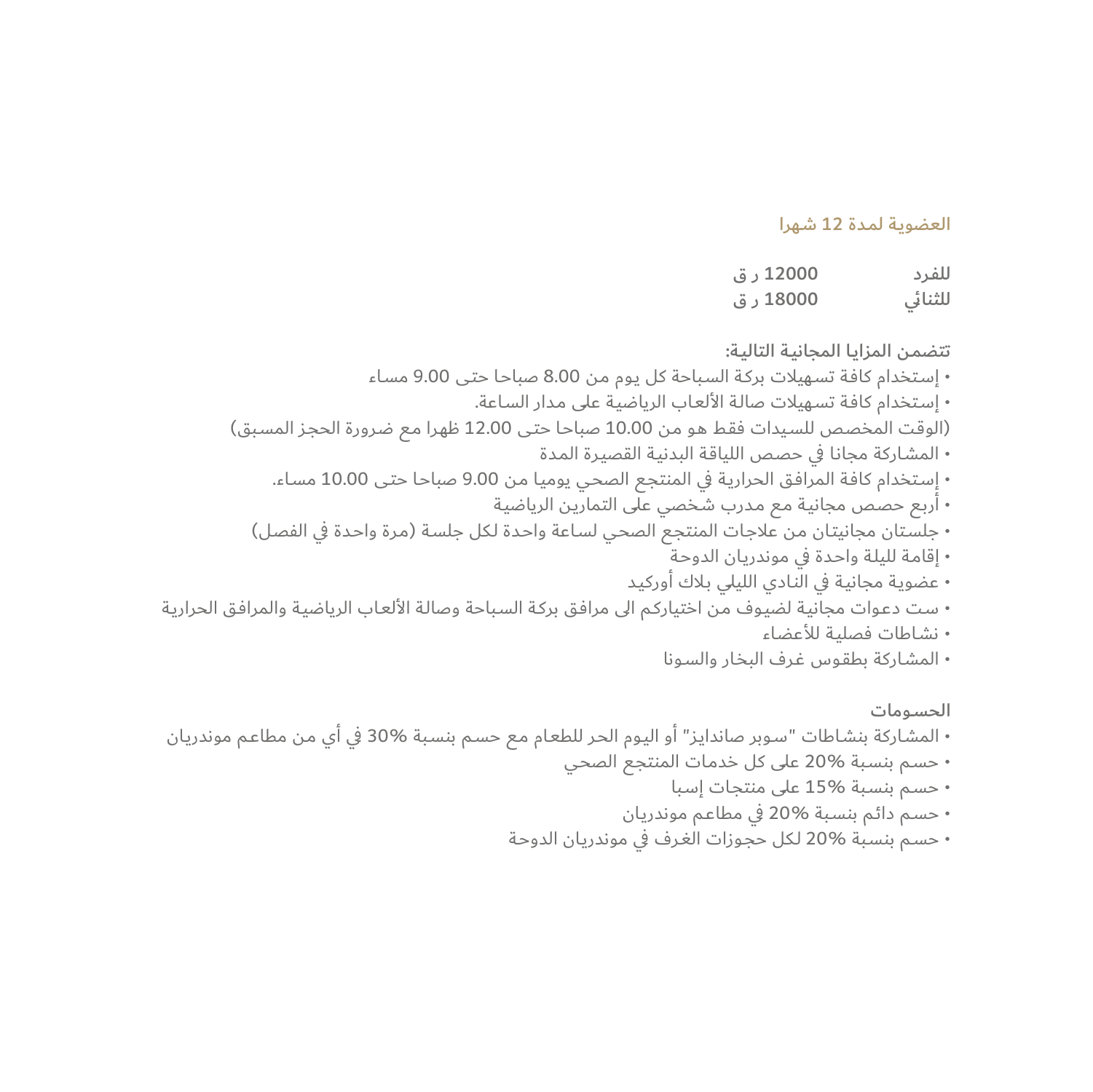## العضوية لمدة 12 شهرا

| | |
|---|---|
| للفرد | 12000 ر ق |
| للثنائي | 18000 ر ق |

**تتضمن المزايا المجانية التالية:**

- إستخدام كافة تسهيلات بركة السباحة كل يوم من 8.00 صباحا حتى 9.00 مساء
- إستخدام كافة تسهيلات صالة الألعاب الرياضية على مدار الساعة.
(الوقت المخصص للسيدات فقط هو من 10.00 صباحا حتى 12.00 ظهرا مع ضرورة الحجز المسبق)
- المشاركة مجانا في حصص اللياقة البدنية القصيرة المدة
- إستخدام كافة المرافق الحرارية في المنتجع الصحي يوميا من 9.00 صباحا حتى 10.00 مساء.
- أربع حصص مجانية مع مدرب شخصي على التمارين الرياضية
- جلستان مجانيتان من علاجات المنتجع الصحي لساعة واحدة لكل جلسة (مرة واحدة في الفصل)
- إقامة لليلة واحدة في مونドريان الدوحة
- عضوية مجانية في النادي الليلي بلاك أوركيد
- ست دعوات مجانية لضيوف من اختياركم الى مرافق بركة السباحة وصالة الألعاب الرياضية والمرافق الحرارية
- نشاطات فصلية للأعضاء
- المشاركة بطقوس غرف البخار والسونا

**الحسومات**

- المشاركة بنشاطات "سوبر صاندايز" أو اليوم الحر للطعام مع حسم بنسبة 30% في أي من مطاعم موندريان
- حسم بنسبة 20% على كل خدمات المنتجع الصحي
- حسم بنسبة 15% على منتجات إسبا
- حسم دائم بنسبة 20% في مطاعم موندريان
- حسم بنسبة 20% لكل حجوزات الغرف في موندريان الدوحة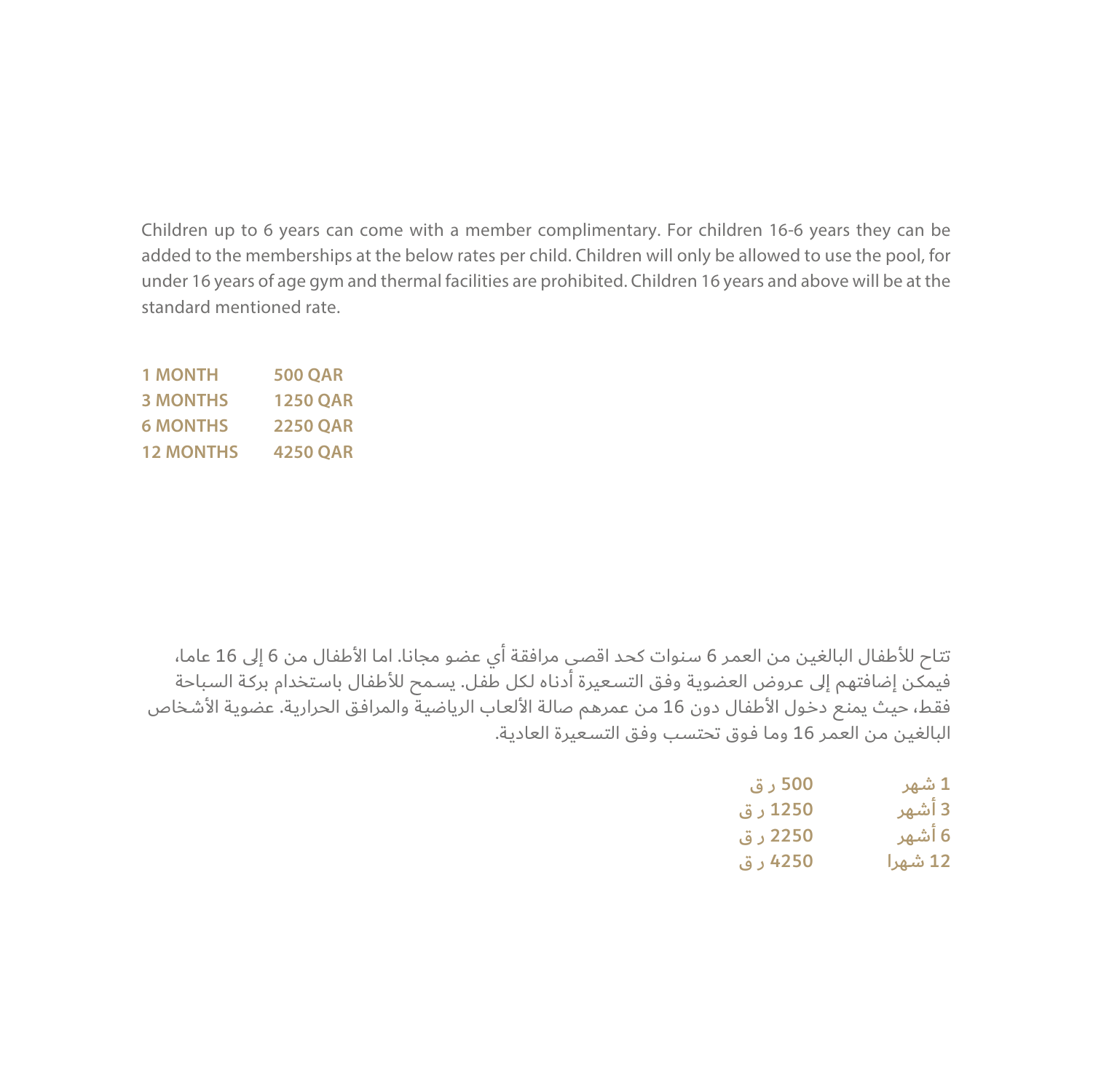Children up to 6 years can come with a member complimentary. For children 16-6 years they can be added to the memberships at the below rates per child. Children will only be allowed to use the pool, for under 16 years of age gym and thermal facilities are prohibited. Children 16 years and above will be at the standard mentioned rate.

| | |
|---|---|
| **1 MONTH** | **500 QAR** |
| **3 MONTHS** | **1250 QAR** |
| **6 MONTHS** | **2250 QAR** |
| **12 MONTHS** | **4250 QAR** |

تتاح للأطفال البالغين من العمر 6 سنوات كحد اقصى مرافقة أي عضو مجانا. اما الأطفال من 6 إلى 16 عاما، فيمكن إضافتهم إلى عروض العضوية وفق التسعيرة أدناه لكل طفل. يسمح للأطفال باستخدام بركة السباحة فقط، حيث يمنع دخول الأطفال دون 16 من عمرهم صالة الألعاب الرياضية والمرافق الحرارية. عضوية الأشخاص البالغين من العمر 16 وما فوق تحتسب وفق التسعيرة العادية.

| | |
|---|---|
| **1 شهر** | **500 ر ق** |
| **3 أشهر** | **1250 ر ق** |
| **6 أشهر** | **2250 ر ق** |
| **12 شهرا** | **4250 ر ق** |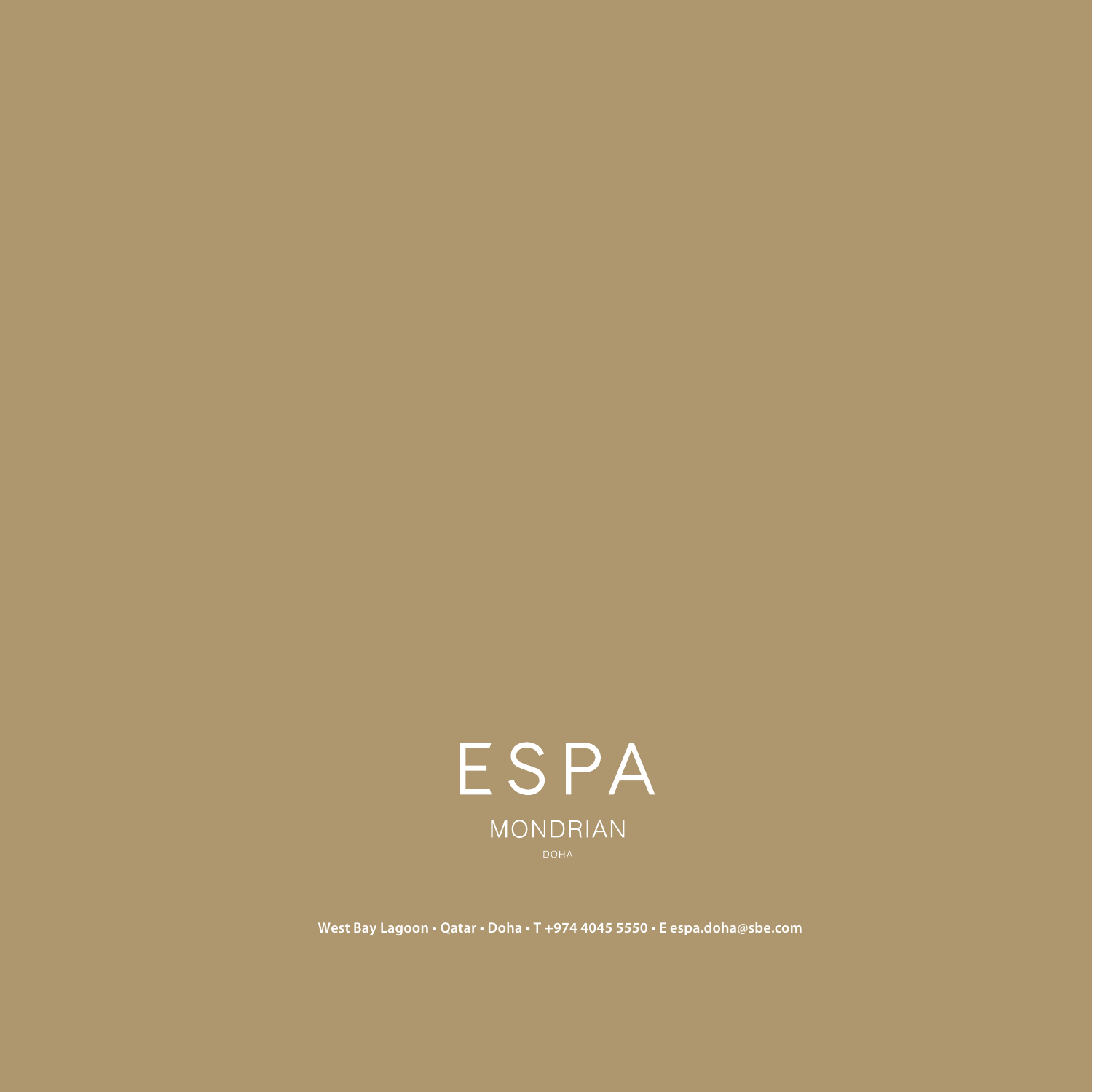ESPA

MONDRIAN

DOHA

**West Bay Lagoon • Qatar • Doha • T +974 4045 5550 • E espa.doha@sbe.com**